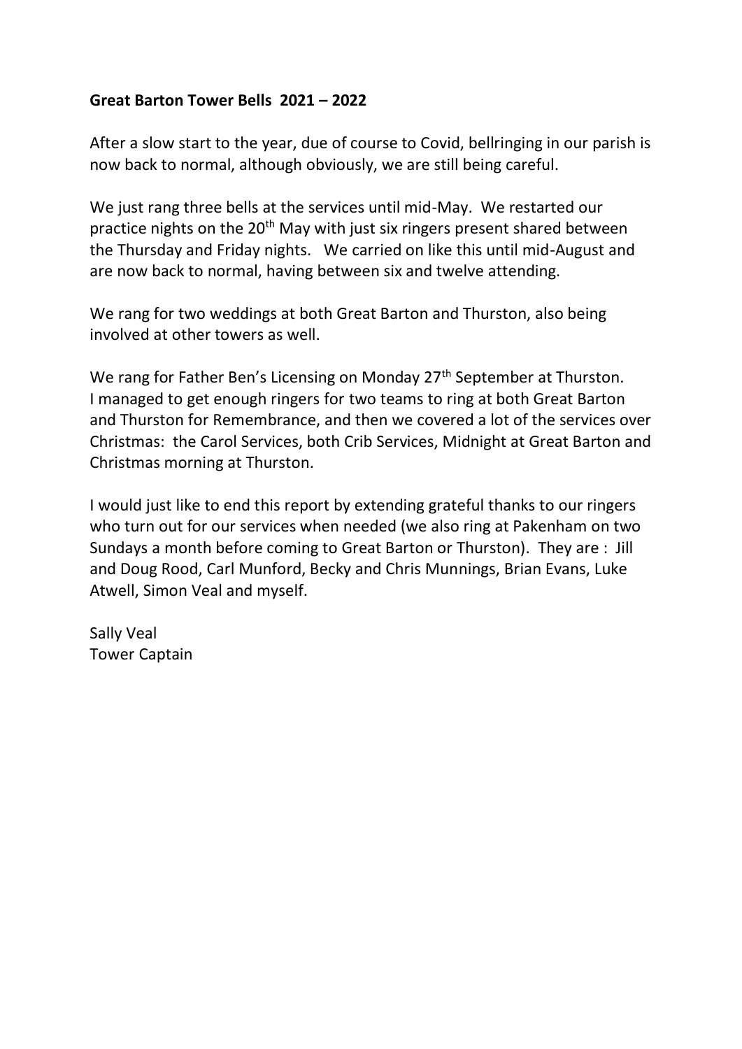**Great Barton Tower Bells 2021 – 2022**

After a slow start to the year, due of course to Covid, bellringing in our parish is now back to normal, although obviously, we are still being careful.

We just rang three bells at the services until mid-May. We restarted our practice nights on the 20th May with just six ringers present shared between the Thursday and Friday nights. We carried on like this until mid-August and are now back to normal, having between six and twelve attending.

We rang for two weddings at both Great Barton and Thurston, also being involved at other towers as well.

We rang for Father Ben's Licensing on Monday 27th September at Thurston. I managed to get enough ringers for two teams to ring at both Great Barton and Thurston for Remembrance, and then we covered a lot of the services over Christmas: the Carol Services, both Crib Services, Midnight at Great Barton and Christmas morning at Thurston.

I would just like to end this report by extending grateful thanks to our ringers who turn out for our services when needed (we also ring at Pakenham on two Sundays a month before coming to Great Barton or Thurston). They are : Jill and Doug Rood, Carl Munford, Becky and Chris Munnings, Brian Evans, Luke Atwell, Simon Veal and myself.

Sally Veal
Tower Captain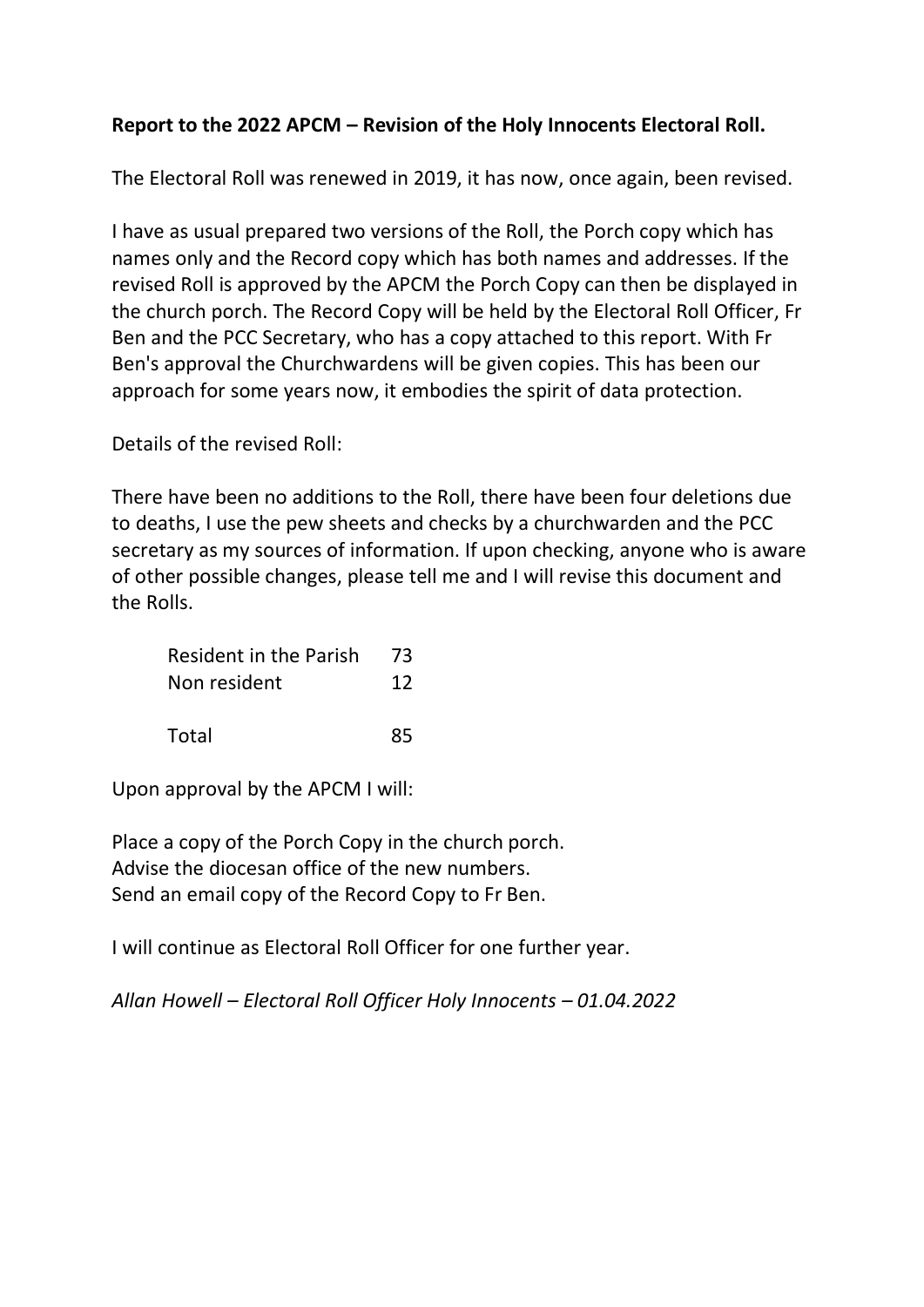**Report to the 2022 APCM – Revision of the Holy Innocents Electoral Roll.**

The Electoral Roll was renewed in 2019, it has now, once again, been revised.

I have as usual prepared two versions of the Roll, the Porch copy which has names only and the Record copy which has both names and addresses. If the revised Roll is approved by the APCM the Porch Copy can then be displayed in the church porch. The Record Copy will be held by the Electoral Roll Officer, Fr Ben and the PCC Secretary, who has a copy attached to this report. With Fr Ben's approval the Churchwardens will be given copies. This has been our approach for some years now, it embodies the spirit of data protection.

Details of the revised Roll:

There have been no additions to the Roll, there have been four deletions due to deaths, I use the pew sheets and checks by a churchwarden and the PCC secretary as my sources of information. If upon checking, anyone who is aware of other possible changes, please tell me and I will revise this document and the Rolls.

| | |
|---|---|
| Resident in the Parish | 73 |
| Non resident | 12 |
| Total | 85 |

Upon approval by the APCM I will:

Place a copy of the Porch Copy in the church porch.
Advise the diocesan office of the new numbers.
Send an email copy of the Record Copy to Fr Ben.

I will continue as Electoral Roll Officer for one further year.

*Allan Howell – Electoral Roll Officer Holy Innocents – 01.04.2022*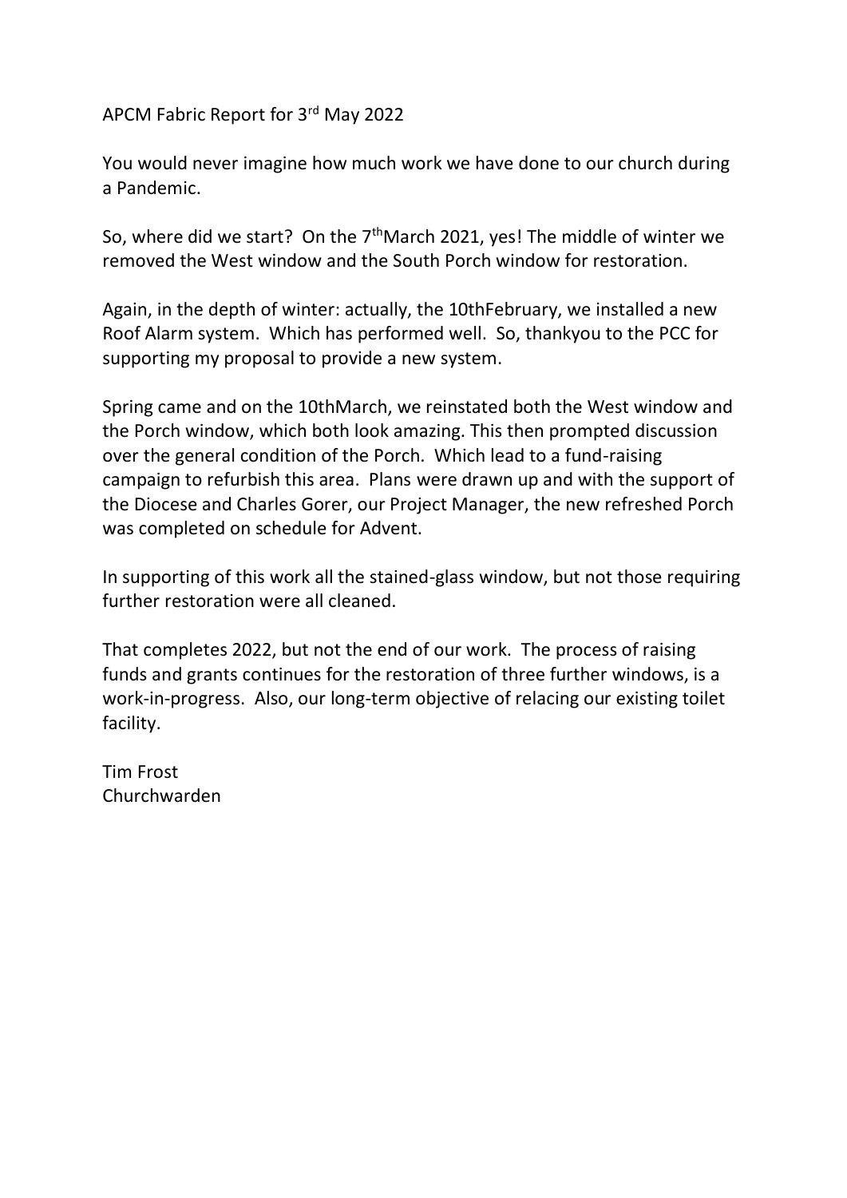APCM Fabric Report for 3rd May 2022

You would never imagine how much work we have done to our church during a Pandemic.

So, where did we start? On the 7thMarch 2021, yes! The middle of winter we removed the West window and the South Porch window for restoration.

Again, in the depth of winter: actually, the 10thFebruary, we installed a new Roof Alarm system. Which has performed well. So, thankyou to the PCC for supporting my proposal to provide a new system.

Spring came and on the 10thMarch, we reinstated both the West window and the Porch window, which both look amazing. This then prompted discussion over the general condition of the Porch. Which lead to a fund-raising campaign to refurbish this area. Plans were drawn up and with the support of the Diocese and Charles Gorer, our Project Manager, the new refreshed Porch was completed on schedule for Advent.

In supporting of this work all the stained-glass window, but not those requiring further restoration were all cleaned.

That completes 2022, but not the end of our work. The process of raising funds and grants continues for the restoration of three further windows, is a work-in-progress. Also, our long-term objective of relacing our existing toilet facility.

Tim Frost
Churchwarden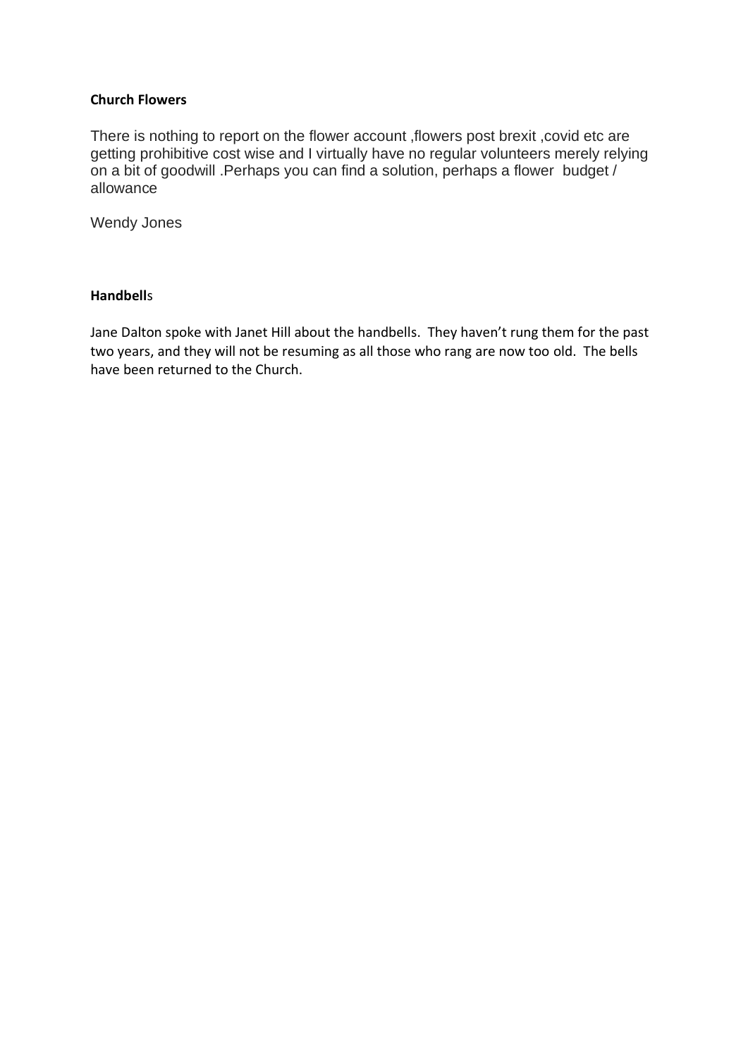**Church Flowers**

There is nothing to report on the flower account ,flowers post brexit ,covid etc are getting prohibitive cost wise and I virtually have no regular volunteers merely relying on a bit of goodwill .Perhaps you can find a solution, perhaps a flower budget / allowance

Wendy Jones

**Handbell**s

Jane Dalton spoke with Janet Hill about the handbells. They haven't rung them for the past two years, and they will not be resuming as all those who rang are now too old. The bells have been returned to the Church.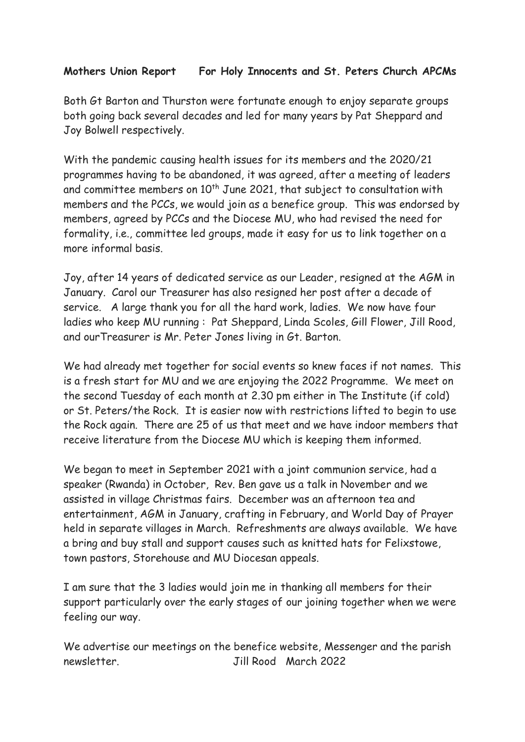**Mothers Union Report For Holy Innocents and St. Peters Church APCMs**

Both Gt Barton and Thurston were fortunate enough to enjoy separate groups both going back several decades and led for many years by Pat Sheppard and Joy Bolwell respectively.

With the pandemic causing health issues for its members and the 2020/21 programmes having to be abandoned, it was agreed, after a meeting of leaders and committee members on 10th June 2021, that subject to consultation with members and the PCCs, we would join as a benefice group. This was endorsed by members, agreed by PCCs and the Diocese MU, who had revised the need for formality, i.e., committee led groups, made it easy for us to link together on a more informal basis.

Joy, after 14 years of dedicated service as our Leader, resigned at the AGM in January. Carol our Treasurer has also resigned her post after a decade of service. A large thank you for all the hard work, ladies. We now have four ladies who keep MU running : Pat Sheppard, Linda Scoles, Gill Flower, Jill Rood, and ourTreasurer is Mr. Peter Jones living in Gt. Barton.

We had already met together for social events so knew faces if not names. This is a fresh start for MU and we are enjoying the 2022 Programme. We meet on the second Tuesday of each month at 2.30 pm either in The Institute (if cold) or St. Peters/the Rock. It is easier now with restrictions lifted to begin to use the Rock again. There are 25 of us that meet and we have indoor members that receive literature from the Diocese MU which is keeping them informed.

We began to meet in September 2021 with a joint communion service, had a speaker (Rwanda) in October, Rev. Ben gave us a talk in November and we assisted in village Christmas fairs. December was an afternoon tea and entertainment, AGM in January, crafting in February, and World Day of Prayer held in separate villages in March. Refreshments are always available. We have a bring and buy stall and support causes such as knitted hats for Felixstowe, town pastors, Storehouse and MU Diocesan appeals.

I am sure that the 3 ladies would join me in thanking all members for their support particularly over the early stages of our joining together when we were feeling our way.

We advertise our meetings on the benefice website, Messenger and the parish newsletter. Jill Rood March 2022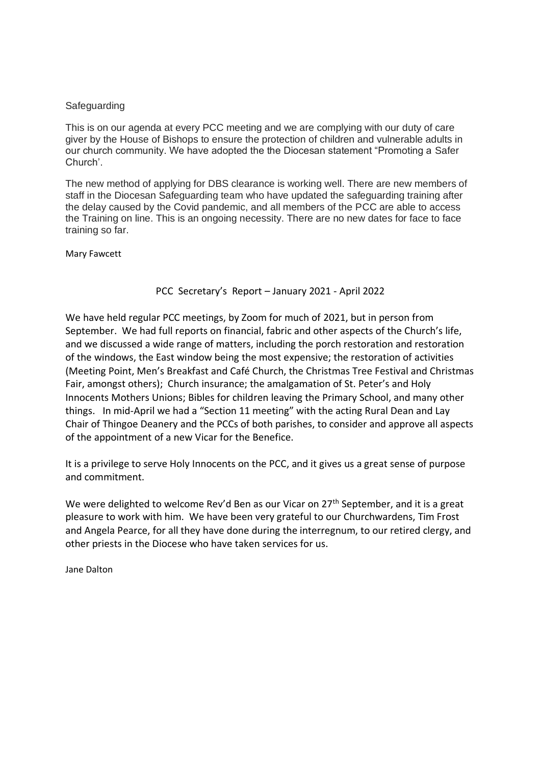## Safeguarding

This is on our agenda at every PCC meeting and we are complying with our duty of care giver by the House of Bishops to ensure the protection of children and vulnerable adults in our church community. We have adopted the the Diocesan statement "Promoting a Safer Church'.

The new method of applying for DBS clearance is working well. There are new members of staff in the Diocesan Safeguarding team who have updated the safeguarding training after the delay caused by the Covid pandemic, and all members of the PCC are able to access the Training on line. This is an ongoing necessity. There are no new dates for face to face training so far.

Mary Fawcett

## PCC Secretary's Report – January 2021 - April 2022

We have held regular PCC meetings, by Zoom for much of 2021, but in person from September. We had full reports on financial, fabric and other aspects of the Church's life, and we discussed a wide range of matters, including the porch restoration and restoration of the windows, the East window being the most expensive; the restoration of activities (Meeting Point, Men's Breakfast and Café Church, the Christmas Tree Festival and Christmas Fair, amongst others); Church insurance; the amalgamation of St. Peter's and Holy Innocents Mothers Unions; Bibles for children leaving the Primary School, and many other things. In mid-April we had a "Section 11 meeting" with the acting Rural Dean and Lay Chair of Thingoe Deanery and the PCCs of both parishes, to consider and approve all aspects of the appointment of a new Vicar for the Benefice.

It is a privilege to serve Holy Innocents on the PCC, and it gives us a great sense of purpose and commitment.

We were delighted to welcome Rev'd Ben as our Vicar on 27th September, and it is a great pleasure to work with him. We have been very grateful to our Churchwardens, Tim Frost and Angela Pearce, for all they have done during the interregnum, to our retired clergy, and other priests in the Diocese who have taken services for us.

Jane Dalton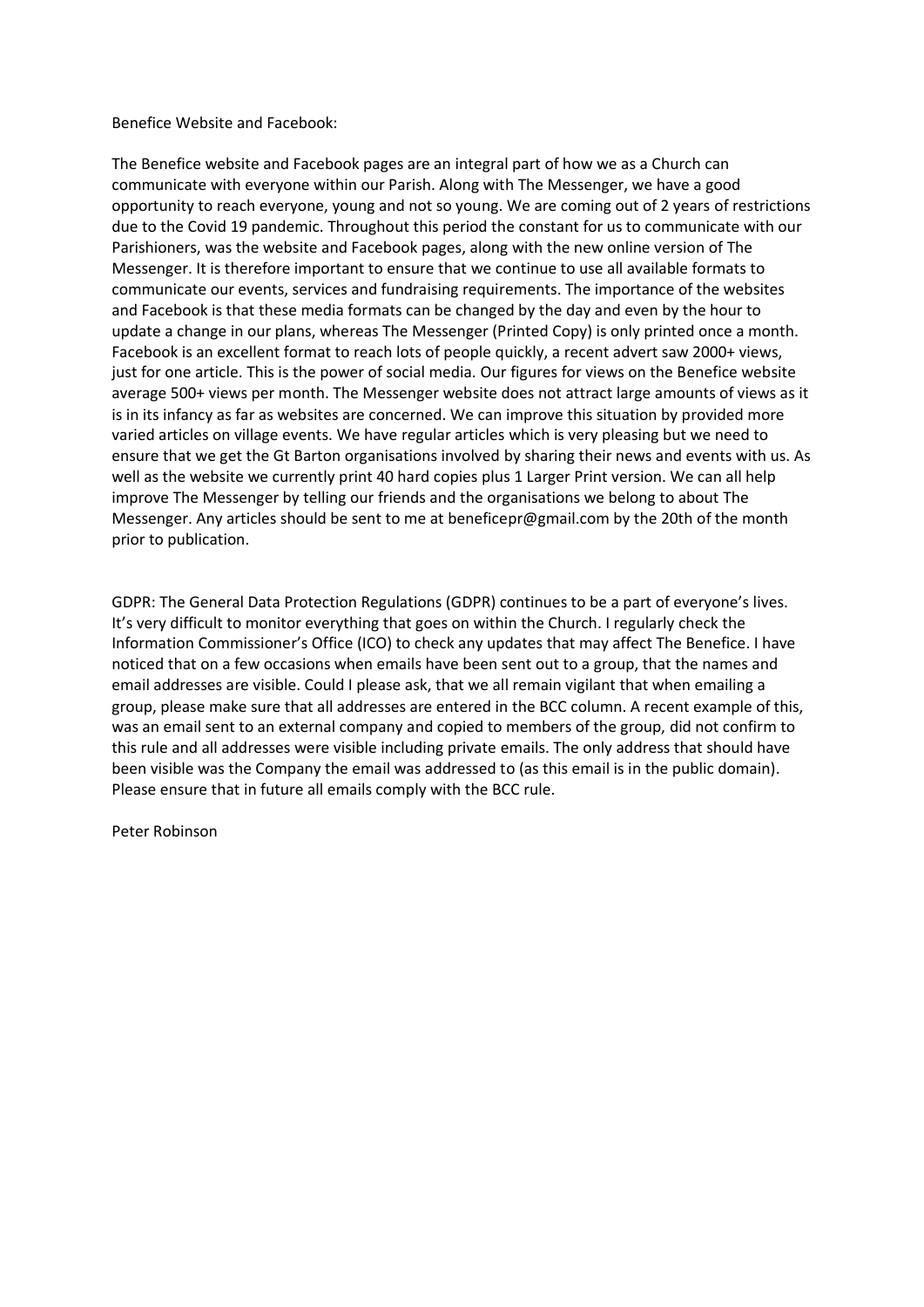Benefice Website and Facebook:

The Benefice website and Facebook pages are an integral part of how we as a Church can communicate with everyone within our Parish. Along with The Messenger, we have a good opportunity to reach everyone, young and not so young. We are coming out of 2 years of restrictions due to the Covid 19 pandemic. Throughout this period the constant for us to communicate with our Parishioners, was the website and Facebook pages, along with the new online version of The Messenger. It is therefore important to ensure that we continue to use all available formats to communicate our events, services and fundraising requirements. The importance of the websites and Facebook is that these media formats can be changed by the day and even by the hour to update a change in our plans, whereas The Messenger (Printed Copy) is only printed once a month. Facebook is an excellent format to reach lots of people quickly, a recent advert saw 2000+ views, just for one article. This is the power of social media. Our figures for views on the Benefice website average 500+ views per month. The Messenger website does not attract large amounts of views as it is in its infancy as far as websites are concerned. We can improve this situation by provided more varied articles on village events. We have regular articles which is very pleasing but we need to ensure that we get the Gt Barton organisations involved by sharing their news and events with us. As well as the website we currently print 40 hard copies plus 1 Larger Print version. We can all help improve The Messenger by telling our friends and the organisations we belong to about The Messenger. Any articles should be sent to me at beneficepr@gmail.com by the 20th of the month prior to publication.

GDPR: The General Data Protection Regulations (GDPR) continues to be a part of everyone's lives. It's very difficult to monitor everything that goes on within the Church. I regularly check the Information Commissioner's Office (ICO) to check any updates that may affect The Benefice. I have noticed that on a few occasions when emails have been sent out to a group, that the names and email addresses are visible. Could I please ask, that we all remain vigilant that when emailing a group, please make sure that all addresses are entered in the BCC column. A recent example of this, was an email sent to an external company and copied to members of the group, did not confirm to this rule and all addresses were visible including private emails. The only address that should have been visible was the Company the email was addressed to (as this email is in the public domain). Please ensure that in future all emails comply with the BCC rule.

Peter Robinson